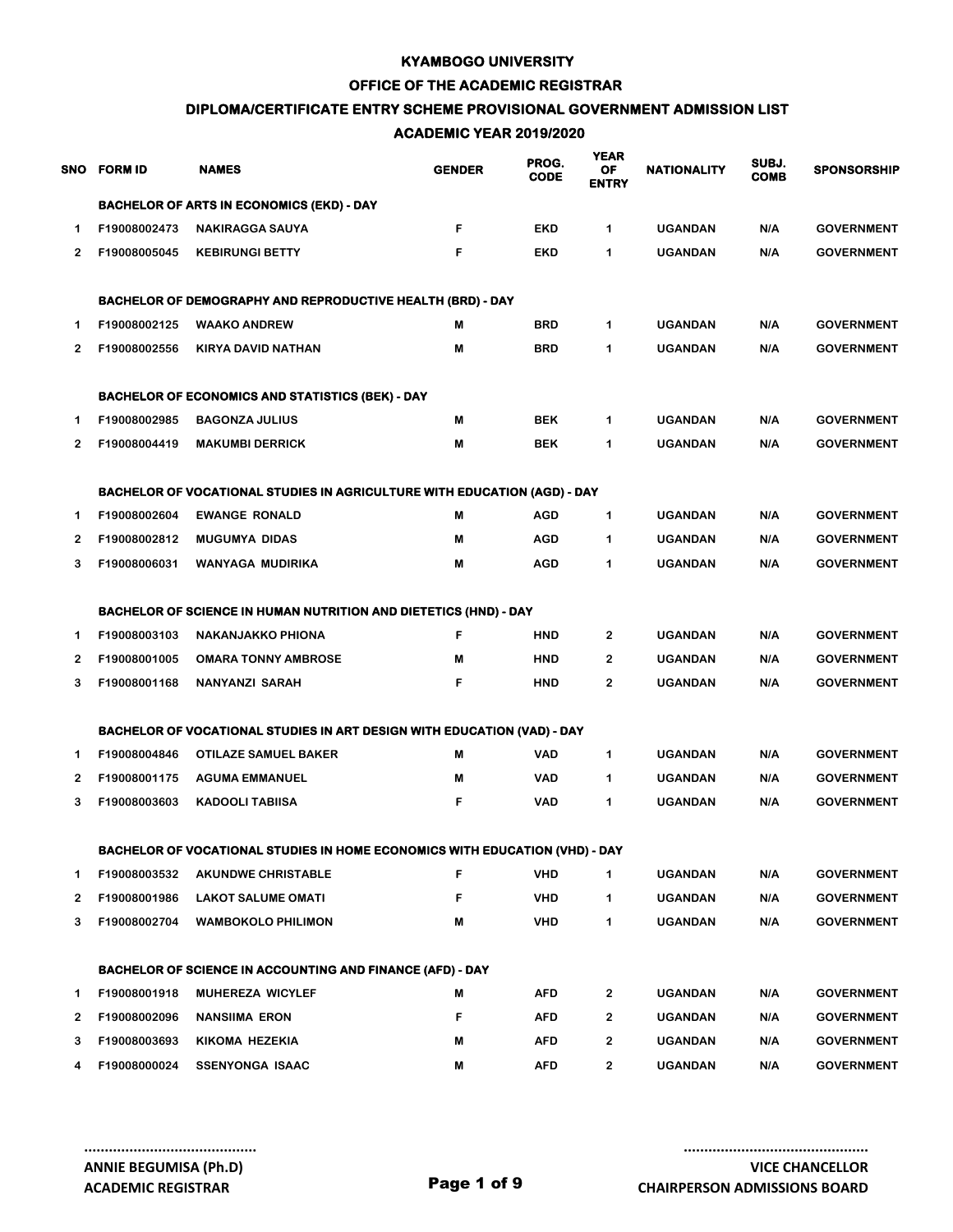**KYAMBOGO UNIVERSITY**

**OFFICE OF THE ACADEMIC REGISTRAR**

**DIPLOMA/CERTIFICATE ENTRY SCHEME PROVISIONAL GOVERNMENT ADMISSION LIST**

**ACADEMIC YEAR 2019/2020**

| SNO | FORM ID | NAMES | GENDER | PROG. CODE | YEAR OF ENTRY | NATIONALITY | SUBJ. COMB | SPONSORSHIP |
|---|---|---|---|---|---|---|---|---|
| | **BACHELOR OF ARTS IN ECONOMICS (EKD) - DAY** | | | | | | | |
| 1 | F19008002473 | NAKIRAGGA SAUYA | F | EKD | 1 | UGANDAN | N/A | GOVERNMENT |
| 2 | F19008005045 | KEBIRUNGI BETTY | F | EKD | 1 | UGANDAN | N/A | GOVERNMENT |
| | **BACHELOR OF DEMOGRAPHY AND REPRODUCTIVE HEALTH (BRD) - DAY** | | | | | | | |
| 1 | F19008002125 | WAAKO ANDREW | M | BRD | 1 | UGANDAN | N/A | GOVERNMENT |
| 2 | F19008002556 | KIRYA DAVID NATHAN | M | BRD | 1 | UGANDAN | N/A | GOVERNMENT |
| | **BACHELOR OF ECONOMICS AND STATISTICS (BEK) - DAY** | | | | | | | |
| 1 | F19008002985 | BAGONZA JULIUS | M | BEK | 1 | UGANDAN | N/A | GOVERNMENT |
| 2 | F19008004419 | MAKUMBI DERRICK | M | BEK | 1 | UGANDAN | N/A | GOVERNMENT |
| | **BACHELOR OF VOCATIONAL STUDIES IN AGRICULTURE WITH EDUCATION (AGD) - DAY** | | | | | | | |
| 1 | F19008002604 | EWANGE RONALD | M | AGD | 1 | UGANDAN | N/A | GOVERNMENT |
| 2 | F19008002812 | MUGUMYA DIDAS | M | AGD | 1 | UGANDAN | N/A | GOVERNMENT |
| 3 | F19008006031 | WANYAGA MUDIRIKA | M | AGD | 1 | UGANDAN | N/A | GOVERNMENT |
| | **BACHELOR OF SCIENCE IN HUMAN NUTRITION AND DIETETICS (HND) - DAY** | | | | | | | |
| 1 | F19008003103 | NAKANJAKKO PHIONA | F | HND | 2 | UGANDAN | N/A | GOVERNMENT |
| 2 | F19008001005 | OMARA TONNY AMBROSE | M | HND | 2 | UGANDAN | N/A | GOVERNMENT |
| 3 | F19008001168 | NANYANZI SARAH | F | HND | 2 | UGANDAN | N/A | GOVERNMENT |
| | **BACHELOR OF VOCATIONAL STUDIES IN ART DESIGN WITH EDUCATION (VAD) - DAY** | | | | | | | |
| 1 | F19008004846 | OTILAZE SAMUEL BAKER | M | VAD | 1 | UGANDAN | N/A | GOVERNMENT |
| 2 | F19008001175 | AGUMA EMMANUEL | M | VAD | 1 | UGANDAN | N/A | GOVERNMENT |
| 3 | F19008003603 | KADOOLI TABIISA | F | VAD | 1 | UGANDAN | N/A | GOVERNMENT |
| | **BACHELOR OF VOCATIONAL STUDIES IN HOME ECONOMICS WITH EDUCATION (VHD) - DAY** | | | | | | | |
| 1 | F19008003532 | AKUNDWE CHRISTABLE | F | VHD | 1 | UGANDAN | N/A | GOVERNMENT |
| 2 | F19008001986 | LAKOT SALUME OMATI | F | VHD | 1 | UGANDAN | N/A | GOVERNMENT |
| 3 | F19008002704 | WAMBOKOLO PHILIMON | M | VHD | 1 | UGANDAN | N/A | GOVERNMENT |
| | **BACHELOR OF SCIENCE IN ACCOUNTING AND FINANCE (AFD) - DAY** | | | | | | | |
| 1 | F19008001918 | MUHEREZA WICYLEF | M | AFD | 2 | UGANDAN | N/A | GOVERNMENT |
| 2 | F19008002096 | NANSIIMA ERON | F | AFD | 2 | UGANDAN | N/A | GOVERNMENT |
| 3 | F19008003693 | KIKOMA HEZEKIA | M | AFD | 2 | UGANDAN | N/A | GOVERNMENT |
| 4 | F19008000024 | SSENYONGA ISAAC | M | AFD | 2 | UGANDAN | N/A | GOVERNMENT |

..........................................
ANNIE BEGUMISA (Ph.D)
ACADEMIC REGISTRAR

..............................................
VICE CHANCELLOR
CHAIRPERSON ADMISSIONS BOARD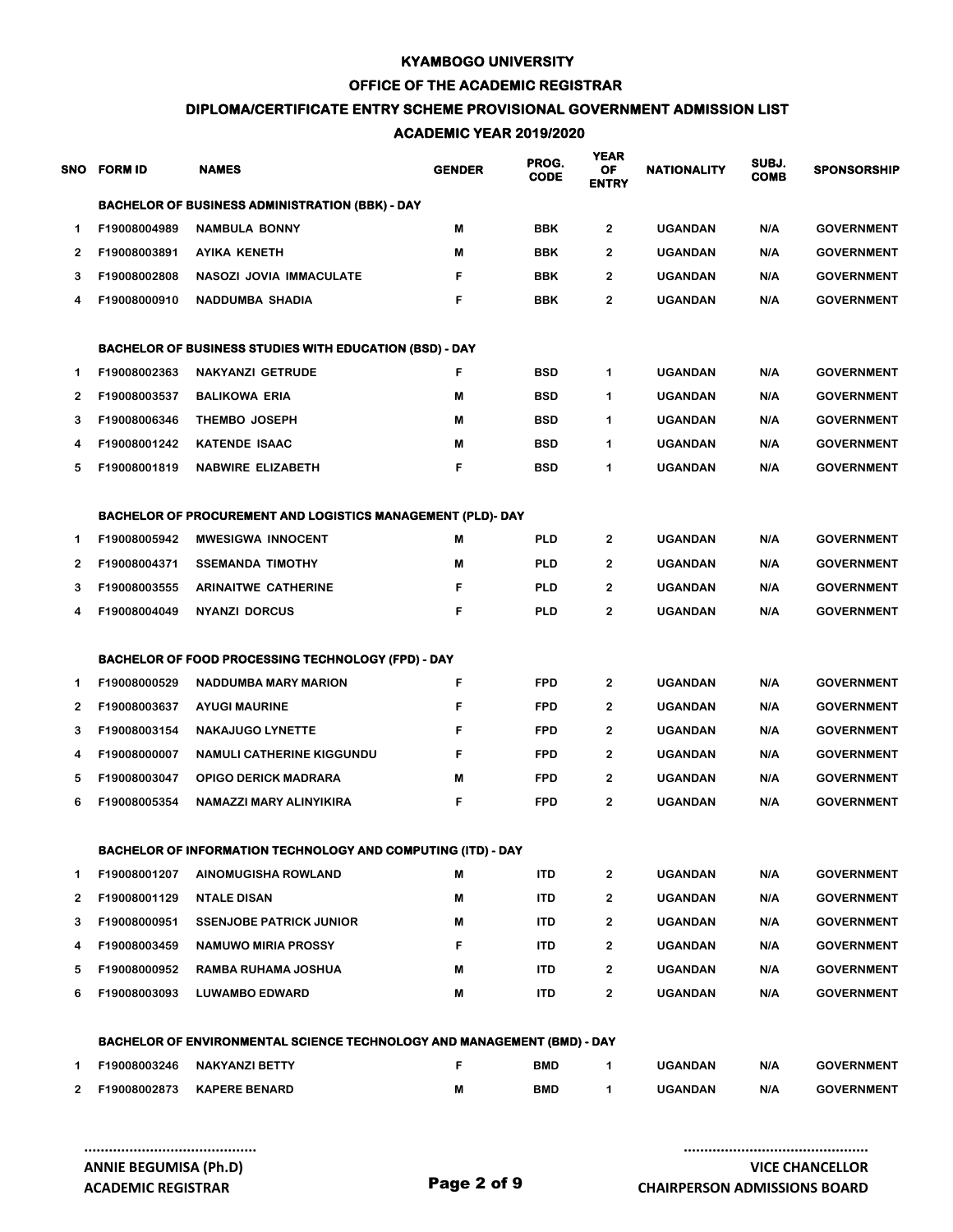**KYAMBOGO UNIVERSITY**

**OFFICE OF THE ACADEMIC REGISTRAR**

**DIPLOMA/CERTIFICATE ENTRY SCHEME PROVISIONAL GOVERNMENT ADMISSION LIST**

**ACADEMIC YEAR 2019/2020**

| SNO | FORM ID | NAMES | GENDER | PROG. CODE | YEAR OF ENTRY | NATIONALITY | SUBJ. COMB | SPONSORSHIP |
|---|---|---|---|---|---|---|---|---|
| | **BACHELOR OF BUSINESS ADMINISTRATION (BBK) - DAY** | | | | | | | |
| 1 | F19008004989 | NAMBULA BONNY | M | BBK | 2 | UGANDAN | N/A | GOVERNMENT |
| 2 | F19008003891 | AYIKA KENETH | M | BBK | 2 | UGANDAN | N/A | GOVERNMENT |
| 3 | F19008002808 | NASOZI JOVIA IMMACULATE | F | BBK | 2 | UGANDAN | N/A | GOVERNMENT |
| 4 | F19008000910 | NADDUMBA SHADIA | F | BBK | 2 | UGANDAN | N/A | GOVERNMENT |
| | **BACHELOR OF BUSINESS STUDIES WITH EDUCATION (BSD) - DAY** | | | | | | | |
| 1 | F19008002363 | NAKYANZI GETRUDE | F | BSD | 1 | UGANDAN | N/A | GOVERNMENT |
| 2 | F19008003537 | BALIKOWA ERIA | M | BSD | 1 | UGANDAN | N/A | GOVERNMENT |
| 3 | F19008006346 | THEMBO JOSEPH | M | BSD | 1 | UGANDAN | N/A | GOVERNMENT |
| 4 | F19008001242 | KATENDE ISAAC | M | BSD | 1 | UGANDAN | N/A | GOVERNMENT |
| 5 | F19008001819 | NABWIRE ELIZABETH | F | BSD | 1 | UGANDAN | N/A | GOVERNMENT |
| | **BACHELOR OF PROCUREMENT AND LOGISTICS MANAGEMENT (PLD)- DAY** | | | | | | | |
| 1 | F19008005942 | MWESIGWA INNOCENT | M | PLD | 2 | UGANDAN | N/A | GOVERNMENT |
| 2 | F19008004371 | SSEMANDA TIMOTHY | M | PLD | 2 | UGANDAN | N/A | GOVERNMENT |
| 3 | F19008003555 | ARINAITWE CATHERINE | F | PLD | 2 | UGANDAN | N/A | GOVERNMENT |
| 4 | F19008004049 | NYANZI DORCUS | F | PLD | 2 | UGANDAN | N/A | GOVERNMENT |
| | **BACHELOR OF FOOD PROCESSING TECHNOLOGY (FPD) - DAY** | | | | | | | |
| 1 | F19008000529 | NADDUMBA MARY MARION | F | FPD | 2 | UGANDAN | N/A | GOVERNMENT |
| 2 | F19008003637 | AYUGI MAURINE | F | FPD | 2 | UGANDAN | N/A | GOVERNMENT |
| 3 | F19008003154 | NAKAJUGO LYNETTE | F | FPD | 2 | UGANDAN | N/A | GOVERNMENT |
| 4 | F19008000007 | NAMULI CATHERINE KIGGUNDU | F | FPD | 2 | UGANDAN | N/A | GOVERNMENT |
| 5 | F19008003047 | OPIGO DERICK MADRARA | M | FPD | 2 | UGANDAN | N/A | GOVERNMENT |
| 6 | F19008005354 | NAMAZZI MARY ALINYIKIRA | F | FPD | 2 | UGANDAN | N/A | GOVERNMENT |
| | **BACHELOR OF INFORMATION TECHNOLOGY AND COMPUTING (ITD) - DAY** | | | | | | | |
| 1 | F19008001207 | AINOMUGISHA ROWLAND | M | ITD | 2 | UGANDAN | N/A | GOVERNMENT |
| 2 | F19008001129 | NTALE DISAN | M | ITD | 2 | UGANDAN | N/A | GOVERNMENT |
| 3 | F19008000951 | SSENJOBE PATRICK JUNIOR | M | ITD | 2 | UGANDAN | N/A | GOVERNMENT |
| 4 | F19008003459 | NAMUWO MIRIA PROSSY | F | ITD | 2 | UGANDAN | N/A | GOVERNMENT |
| 5 | F19008000952 | RAMBA RUHAMA JOSHUA | M | ITD | 2 | UGANDAN | N/A | GOVERNMENT |
| 6 | F19008003093 | LUWAMBO EDWARD | M | ITD | 2 | UGANDAN | N/A | GOVERNMENT |
| | **BACHELOR OF ENVIRONMENTAL SCIENCE TECHNOLOGY AND MANAGEMENT (BMD) - DAY** | | | | | | | |
| 1 | F19008003246 | NAKYANZI BETTY | F | BMD | 1 | UGANDAN | N/A | GOVERNMENT |
| 2 | F19008002873 | KAPERE BENARD | M | BMD | 1 | UGANDAN | N/A | GOVERNMENT |

..........................................
ANNIE BEGUMISA (Ph.D)
ACADEMIC REGISTRAR

..............................................
VICE CHANCELLOR
CHAIRPERSON ADMISSIONS BOARD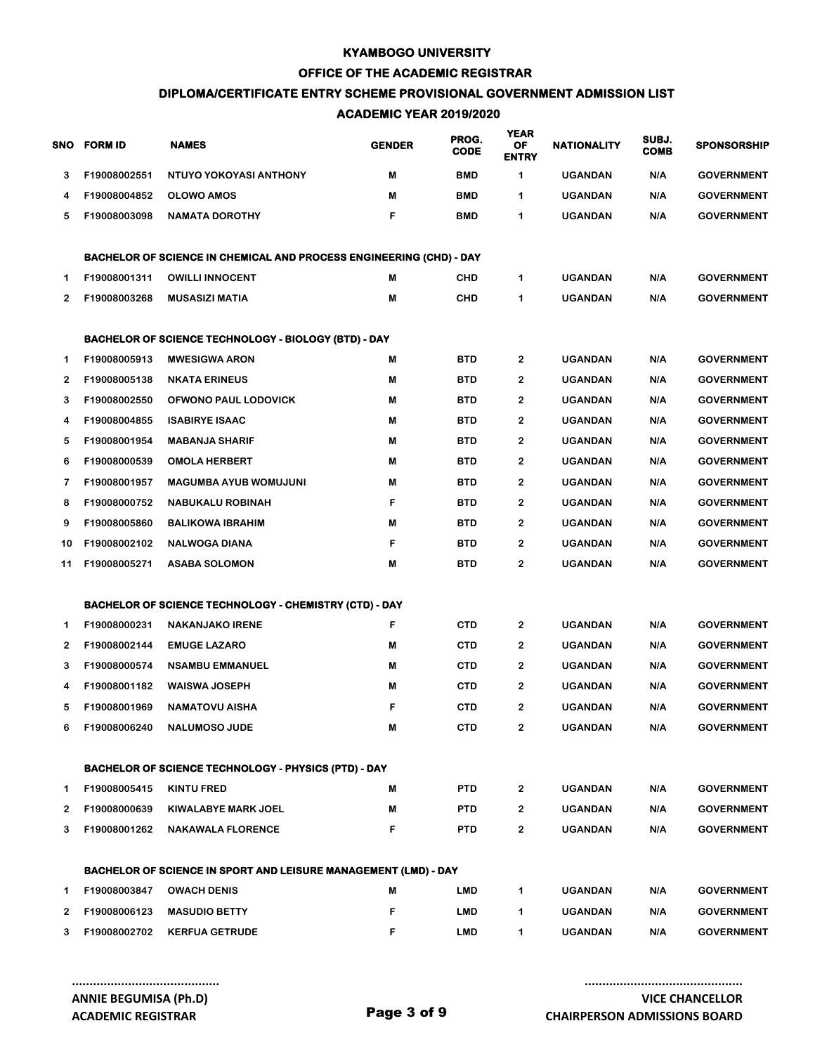# KYAMBOGO UNIVERSITY

## OFFICE OF THE ACADEMIC REGISTRAR

### DIPLOMA/CERTIFICATE ENTRY SCHEME PROVISIONAL GOVERNMENT ADMISSION LIST

### ACADEMIC YEAR 2019/2020

| SNO | FORM ID | NAMES | GENDER | PROG. CODE | YEAR OF ENTRY | NATIONALITY | SUBJ. COMB | SPONSORSHIP |
|---|---|---|---|---|---|---|---|---|
| 3 | F19008002551 | NTUYO YOKOYASI ANTHONY | M | BMD | 1 | UGANDAN | N/A | GOVERNMENT |
| 4 | F19008004852 | OLOWO AMOS | M | BMD | 1 | UGANDAN | N/A | GOVERNMENT |
| 5 | F19008003098 | NAMATA DOROTHY | F | BMD | 1 | UGANDAN | N/A | GOVERNMENT |

**BACHELOR OF SCIENCE IN CHEMICAL AND PROCESS ENGINEERING (CHD) - DAY**

| SNO | FORM ID | NAMES | GENDER | PROG. CODE | YEAR OF ENTRY | NATIONALITY | SUBJ. COMB | SPONSORSHIP |
|---|---|---|---|---|---|---|---|---|
| 1 | F19008001311 | OWILLI INNOCENT | M | CHD | 1 | UGANDAN | N/A | GOVERNMENT |
| 2 | F19008003268 | MUSASIZI MATIA | M | CHD | 1 | UGANDAN | N/A | GOVERNMENT |

**BACHELOR OF SCIENCE TECHNOLOGY - BIOLOGY (BTD) - DAY**

| SNO | FORM ID | NAMES | GENDER | PROG. CODE | YEAR OF ENTRY | NATIONALITY | SUBJ. COMB | SPONSORSHIP |
|---|---|---|---|---|---|---|---|---|
| 1 | F19008005913 | MWESIGWA ARON | M | BTD | 2 | UGANDAN | N/A | GOVERNMENT |
| 2 | F19008005138 | NKATA ERINEUS | M | BTD | 2 | UGANDAN | N/A | GOVERNMENT |
| 3 | F19008002550 | OFWONO PAUL LODOVICK | M | BTD | 2 | UGANDAN | N/A | GOVERNMENT |
| 4 | F19008004855 | ISABIRYE ISAAC | M | BTD | 2 | UGANDAN | N/A | GOVERNMENT |
| 5 | F19008001954 | MABANJA SHARIF | M | BTD | 2 | UGANDAN | N/A | GOVERNMENT |
| 6 | F19008000539 | OMOLA HERBERT | M | BTD | 2 | UGANDAN | N/A | GOVERNMENT |
| 7 | F19008001957 | MAGUMBA AYUB WOMUJUNI | M | BTD | 2 | UGANDAN | N/A | GOVERNMENT |
| 8 | F19008000752 | NABUKALU ROBINAH | F | BTD | 2 | UGANDAN | N/A | GOVERNMENT |
| 9 | F19008005860 | BALIKOWA IBRAHIM | M | BTD | 2 | UGANDAN | N/A | GOVERNMENT |
| 10 | F19008002102 | NALWOGA DIANA | F | BTD | 2 | UGANDAN | N/A | GOVERNMENT |
| 11 | F19008005271 | ASABA SOLOMON | M | BTD | 2 | UGANDAN | N/A | GOVERNMENT |

**BACHELOR OF SCIENCE TECHNOLOGY - CHEMISTRY (CTD) - DAY**

| SNO | FORM ID | NAMES | GENDER | PROG. CODE | YEAR OF ENTRY | NATIONALITY | SUBJ. COMB | SPONSORSHIP |
|---|---|---|---|---|---|---|---|---|
| 1 | F19008000231 | NAKANJAKO IRENE | F | CTD | 2 | UGANDAN | N/A | GOVERNMENT |
| 2 | F19008002144 | EMUGE LAZARO | M | CTD | 2 | UGANDAN | N/A | GOVERNMENT |
| 3 | F19008000574 | NSAMBU EMMANUEL | M | CTD | 2 | UGANDAN | N/A | GOVERNMENT |
| 4 | F19008001182 | WAISWA JOSEPH | M | CTD | 2 | UGANDAN | N/A | GOVERNMENT |
| 5 | F19008001969 | NAMATOVU AISHA | F | CTD | 2 | UGANDAN | N/A | GOVERNMENT |
| 6 | F19008006240 | NALUMOSO JUDE | M | CTD | 2 | UGANDAN | N/A | GOVERNMENT |

**BACHELOR OF SCIENCE TECHNOLOGY - PHYSICS (PTD) - DAY**

| SNO | FORM ID | NAMES | GENDER | PROG. CODE | YEAR OF ENTRY | NATIONALITY | SUBJ. COMB | SPONSORSHIP |
|---|---|---|---|---|---|---|---|---|
| 1 | F19008005415 | KINTU FRED | M | PTD | 2 | UGANDAN | N/A | GOVERNMENT |
| 2 | F19008000639 | KIWALABYE MARK JOEL | M | PTD | 2 | UGANDAN | N/A | GOVERNMENT |
| 3 | F19008001262 | NAKAWALA FLORENCE | F | PTD | 2 | UGANDAN | N/A | GOVERNMENT |

**BACHELOR OF SCIENCE IN SPORT AND LEISURE MANAGEMENT (LMD) - DAY**

| SNO | FORM ID | NAMES | GENDER | PROG. CODE | YEAR OF ENTRY | NATIONALITY | SUBJ. COMB | SPONSORSHIP |
|---|---|---|---|---|---|---|---|---|
| 1 | F19008003847 | OWACH DENIS | M | LMD | 1 | UGANDAN | N/A | GOVERNMENT |
| 2 | F19008006123 | MASUDIO BETTY | F | LMD | 1 | UGANDAN | N/A | GOVERNMENT |
| 3 | F19008002702 | KERFUA GETRUDE | F | LMD | 1 | UGANDAN | N/A | GOVERNMENT |

..........................................
ANNIE BEGUMISA (Ph.D)
ACADEMIC REGISTRAR

..............................................
VICE CHANCELLOR
CHAIRPERSON ADMISSIONS BOARD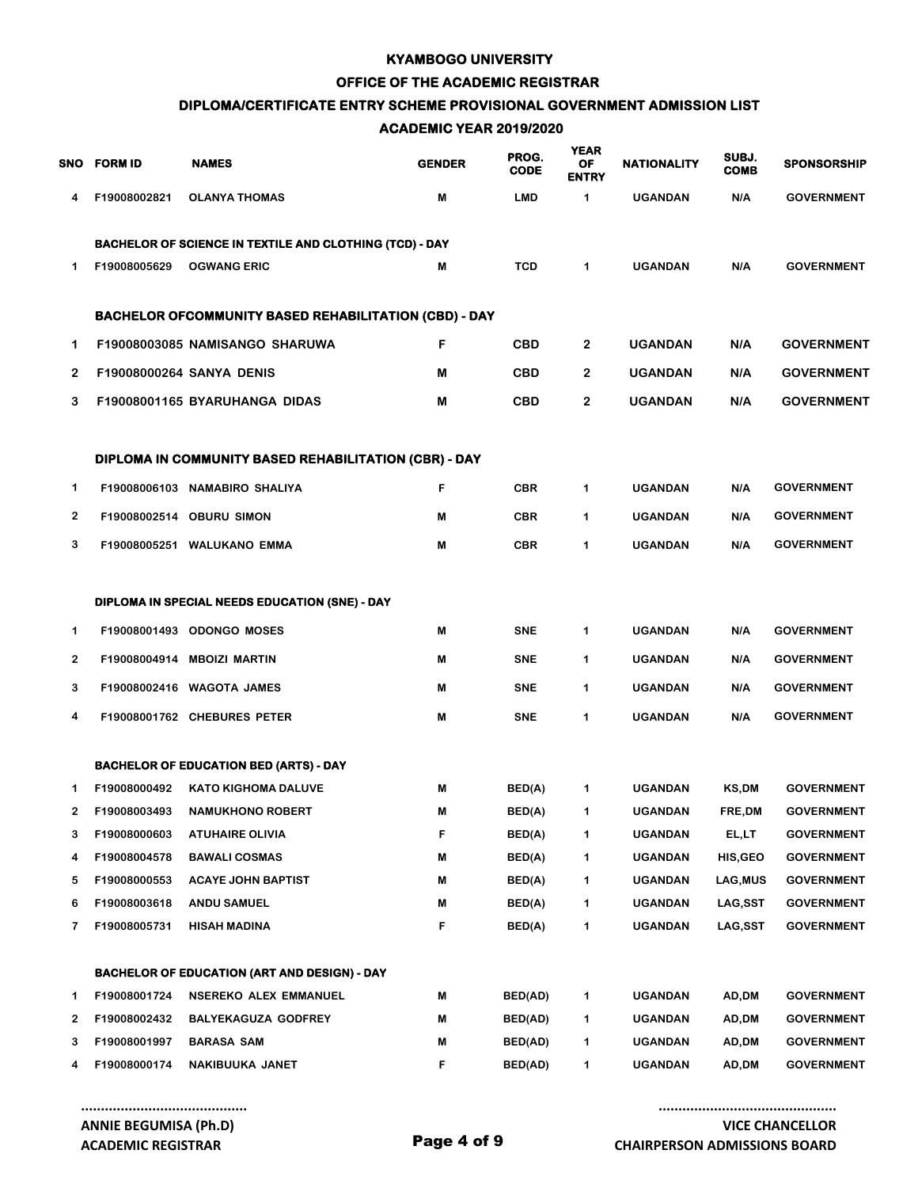# KYAMBOGO UNIVERSITY

## OFFICE OF THE ACADEMIC REGISTRAR

### DIPLOMA/CERTIFICATE ENTRY SCHEME PROVISIONAL GOVERNMENT ADMISSION LIST

### ACADEMIC YEAR 2019/2020

| SNO | FORM ID | NAMES | GENDER | PROG. CODE | YEAR OF ENTRY | NATIONALITY | SUBJ. COMB | SPONSORSHIP |
|---|---|---|---|---|---|---|---|---|
| 4 | F19008002821 | OLANYA THOMAS | M | LMD | 1 | UGANDAN | N/A | GOVERNMENT |

**BACHELOR OF SCIENCE IN TEXTILE AND CLOTHING (TCD) - DAY**

| SNO | FORM ID | NAMES | GENDER | PROG. CODE | YEAR OF ENTRY | NATIONALITY | SUBJ. COMB | SPONSORSHIP |
|---|---|---|---|---|---|---|---|---|
| 1 | F19008005629 | OGWANG ERIC | M | TCD | 1 | UGANDAN | N/A | GOVERNMENT |

**BACHELOR OFCOMMUNITY BASED REHABILITATION (CBD) - DAY**

| SNO | FORM ID | NAMES | GENDER | PROG. CODE | YEAR OF ENTRY | NATIONALITY | SUBJ. COMB | SPONSORSHIP |
|---|---|---|---|---|---|---|---|---|
| 1 | F19008003085 | NAMISANGO SHARUWA | F | CBD | 2 | UGANDAN | N/A | GOVERNMENT |
| 2 | F19008000264 | SANYA DENIS | M | CBD | 2 | UGANDAN | N/A | GOVERNMENT |
| 3 | F19008001165 | BYARUHANGA DIDAS | M | CBD | 2 | UGANDAN | N/A | GOVERNMENT |

**DIPLOMA IN COMMUNITY BASED REHABILITATION (CBR) - DAY**

| SNO | FORM ID | NAMES | GENDER | PROG. CODE | YEAR OF ENTRY | NATIONALITY | SUBJ. COMB | SPONSORSHIP |
|---|---|---|---|---|---|---|---|---|
| 1 | F19008006103 | NAMABIRO SHALIYA | F | CBR | 1 | UGANDAN | N/A | GOVERNMENT |
| 2 | F19008002514 | OBURU SIMON | M | CBR | 1 | UGANDAN | N/A | GOVERNMENT |
| 3 | F19008005251 | WALUKANO EMMA | M | CBR | 1 | UGANDAN | N/A | GOVERNMENT |

**DIPLOMA IN SPECIAL NEEDS EDUCATION (SNE) - DAY**

| SNO | FORM ID | NAMES | GENDER | PROG. CODE | YEAR OF ENTRY | NATIONALITY | SUBJ. COMB | SPONSORSHIP |
|---|---|---|---|---|---|---|---|---|
| 1 | F19008001493 | ODONGO MOSES | M | SNE | 1 | UGANDAN | N/A | GOVERNMENT |
| 2 | F19008004914 | MBOIZI MARTIN | M | SNE | 1 | UGANDAN | N/A | GOVERNMENT |
| 3 | F19008002416 | WAGOTA JAMES | M | SNE | 1 | UGANDAN | N/A | GOVERNMENT |
| 4 | F19008001762 | CHEBURES PETER | M | SNE | 1 | UGANDAN | N/A | GOVERNMENT |

**BACHELOR OF EDUCATION BED (ARTS) - DAY**

| SNO | FORM ID | NAMES | GENDER | PROG. CODE | YEAR OF ENTRY | NATIONALITY | SUBJ. COMB | SPONSORSHIP |
|---|---|---|---|---|---|---|---|---|
| 1 | F19008000492 | KATO KIGHOMA DALUVE | M | BED(A) | 1 | UGANDAN | KS,DM | GOVERNMENT |
| 2 | F19008003493 | NAMUKHONO ROBERT | M | BED(A) | 1 | UGANDAN | FRE,DM | GOVERNMENT |
| 3 | F19008000603 | ATUHAIRE OLIVIA | F | BED(A) | 1 | UGANDAN | EL,LT | GOVERNMENT |
| 4 | F19008004578 | BAWALI COSMAS | M | BED(A) | 1 | UGANDAN | HIS,GEO | GOVERNMENT |
| 5 | F19008000553 | ACAYE JOHN BAPTIST | M | BED(A) | 1 | UGANDAN | LAG,MUS | GOVERNMENT |
| 6 | F19008003618 | ANDU SAMUEL | M | BED(A) | 1 | UGANDAN | LAG,SST | GOVERNMENT |
| 7 | F19008005731 | HISAH MADINA | F | BED(A) | 1 | UGANDAN | LAG,SST | GOVERNMENT |

**BACHELOR OF EDUCATION (ART AND DESIGN) - DAY**

| SNO | FORM ID | NAMES | GENDER | PROG. CODE | YEAR OF ENTRY | NATIONALITY | SUBJ. COMB | SPONSORSHIP |
|---|---|---|---|---|---|---|---|---|
| 1 | F19008001724 | NSEREKO ALEX EMMANUEL | M | BED(AD) | 1 | UGANDAN | AD,DM | GOVERNMENT |
| 2 | F19008002432 | BALYEKAGUZA GODFREY | M | BED(AD) | 1 | UGANDAN | AD,DM | GOVERNMENT |
| 3 | F19008001997 | BARASA SAM | M | BED(AD) | 1 | UGANDAN | AD,DM | GOVERNMENT |
| 4 | F19008000174 | NAKIBUUKA JANET | F | BED(AD) | 1 | UGANDAN | AD,DM | GOVERNMENT |

.........................................
ANNIE BEGUMISA (Ph.D)
ACADEMIC REGISTRAR

............................................
VICE CHANCELLOR
CHAIRPERSON ADMISSIONS BOARD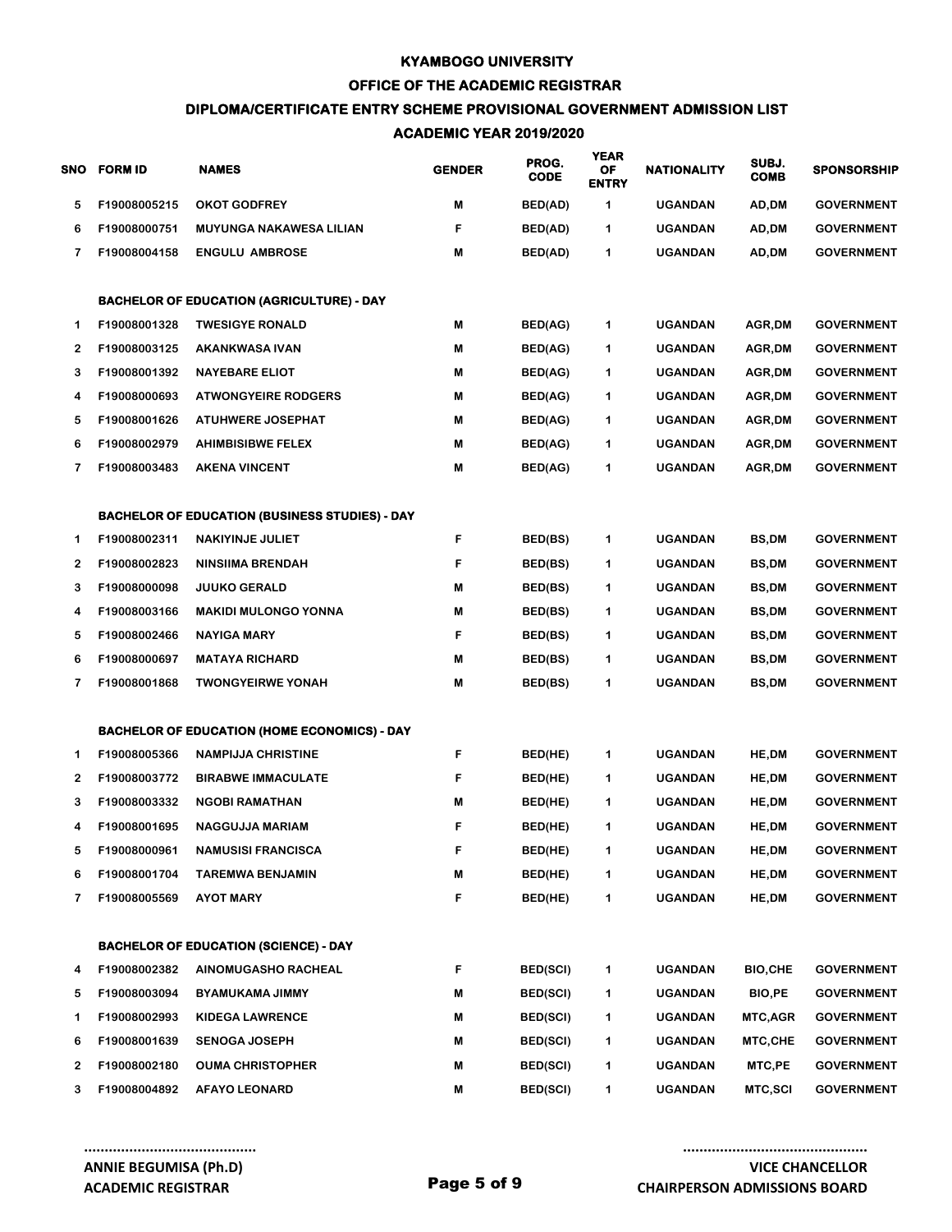**KYAMBOGO UNIVERSITY**

**OFFICE OF THE ACADEMIC REGISTRAR**

**DIPLOMA/CERTIFICATE ENTRY SCHEME PROVISIONAL GOVERNMENT ADMISSION LIST**

**ACADEMIC YEAR 2019/2020**

| SNO | FORM ID | NAMES | GENDER | PROG. CODE | YEAR OF ENTRY | NATIONALITY | SUBJ. COMB | SPONSORSHIP |
|---|---|---|---|---|---|---|---|---|
| 5 | F19008005215 | OKOT GODFREY | M | BED(AD) | 1 | UGANDAN | AD,DM | GOVERNMENT |
| 6 | F19008000751 | MUYUNGA NAKAWESA LILIAN | F | BED(AD) | 1 | UGANDAN | AD,DM | GOVERNMENT |
| 7 | F19008004158 | ENGULU AMBROSE | M | BED(AD) | 1 | UGANDAN | AD,DM | GOVERNMENT |
| | | **BACHELOR OF EDUCATION (AGRICULTURE) - DAY** | | | | | | |
| 1 | F19008001328 | TWESIGYE RONALD | M | BED(AG) | 1 | UGANDAN | AGR,DM | GOVERNMENT |
| 2 | F19008003125 | AKANKWASA IVAN | M | BED(AG) | 1 | UGANDAN | AGR,DM | GOVERNMENT |
| 3 | F19008001392 | NAYEBARE ELIOT | M | BED(AG) | 1 | UGANDAN | AGR,DM | GOVERNMENT |
| 4 | F19008000693 | ATWONGYEIRE RODGERS | M | BED(AG) | 1 | UGANDAN | AGR,DM | GOVERNMENT |
| 5 | F19008001626 | ATUHWERE JOSEPHAT | M | BED(AG) | 1 | UGANDAN | AGR,DM | GOVERNMENT |
| 6 | F19008002979 | AHIMBISIBWE FELEX | M | BED(AG) | 1 | UGANDAN | AGR,DM | GOVERNMENT |
| 7 | F19008003483 | AKENA VINCENT | M | BED(AG) | 1 | UGANDAN | AGR,DM | GOVERNMENT |
| | | **BACHELOR OF EDUCATION (BUSINESS STUDIES) - DAY** | | | | | | |
| 1 | F19008002311 | NAKIYINJE JULIET | F | BED(BS) | 1 | UGANDAN | BS,DM | GOVERNMENT |
| 2 | F19008002823 | NINSIIMA BRENDAH | F | BED(BS) | 1 | UGANDAN | BS,DM | GOVERNMENT |
| 3 | F19008000098 | JUUKO GERALD | M | BED(BS) | 1 | UGANDAN | BS,DM | GOVERNMENT |
| 4 | F19008003166 | MAKIDI MULONGO YONNA | M | BED(BS) | 1 | UGANDAN | BS,DM | GOVERNMENT |
| 5 | F19008002466 | NAYIGA MARY | F | BED(BS) | 1 | UGANDAN | BS,DM | GOVERNMENT |
| 6 | F19008000697 | MATAYA RICHARD | M | BED(BS) | 1 | UGANDAN | BS,DM | GOVERNMENT |
| 7 | F19008001868 | TWONGYEIRWE YONAH | M | BED(BS) | 1 | UGANDAN | BS,DM | GOVERNMENT |
| | | **BACHELOR OF EDUCATION (HOME ECONOMICS) - DAY** | | | | | | |
| 1 | F19008005366 | NAMPIJJA CHRISTINE | F | BED(HE) | 1 | UGANDAN | HE,DM | GOVERNMENT |
| 2 | F19008003772 | BIRABWE IMMACULATE | F | BED(HE) | 1 | UGANDAN | HE,DM | GOVERNMENT |
| 3 | F19008003332 | NGOBI RAMATHAN | M | BED(HE) | 1 | UGANDAN | HE,DM | GOVERNMENT |
| 4 | F19008001695 | NAGGUJJA MARIAM | F | BED(HE) | 1 | UGANDAN | HE,DM | GOVERNMENT |
| 5 | F19008000961 | NAMUSISI FRANCISCA | F | BED(HE) | 1 | UGANDAN | HE,DM | GOVERNMENT |
| 6 | F19008001704 | TAREMWA BENJAMIN | M | BED(HE) | 1 | UGANDAN | HE,DM | GOVERNMENT |
| 7 | F19008005569 | AYOT MARY | F | BED(HE) | 1 | UGANDAN | HE,DM | GOVERNMENT |
| | | **BACHELOR OF EDUCATION (SCIENCE) - DAY** | | | | | | |
| 4 | F19008002382 | AINOMUGASHO RACHEAL | F | BED(SCI) | 1 | UGANDAN | BIO,CHE | GOVERNMENT |
| 5 | F19008003094 | BYAMUKAMA JIMMY | M | BED(SCI) | 1 | UGANDAN | BIO,PE | GOVERNMENT |
| 1 | F19008002993 | KIDEGA LAWRENCE | M | BED(SCI) | 1 | UGANDAN | MTC,AGR | GOVERNMENT |
| 6 | F19008001639 | SENOGA JOSEPH | M | BED(SCI) | 1 | UGANDAN | MTC,CHE | GOVERNMENT |
| 2 | F19008002180 | OUMA CHRISTOPHER | M | BED(SCI) | 1 | UGANDAN | MTC,PE | GOVERNMENT |
| 3 | F19008004892 | AFAYO LEONARD | M | BED(SCI) | 1 | UGANDAN | MTC,SCI | GOVERNMENT |

.........................................
ANNIE BEGUMISA (Ph.D)
ACADEMIC REGISTRAR

............................................
VICE CHANCELLOR
CHAIRPERSON ADMISSIONS BOARD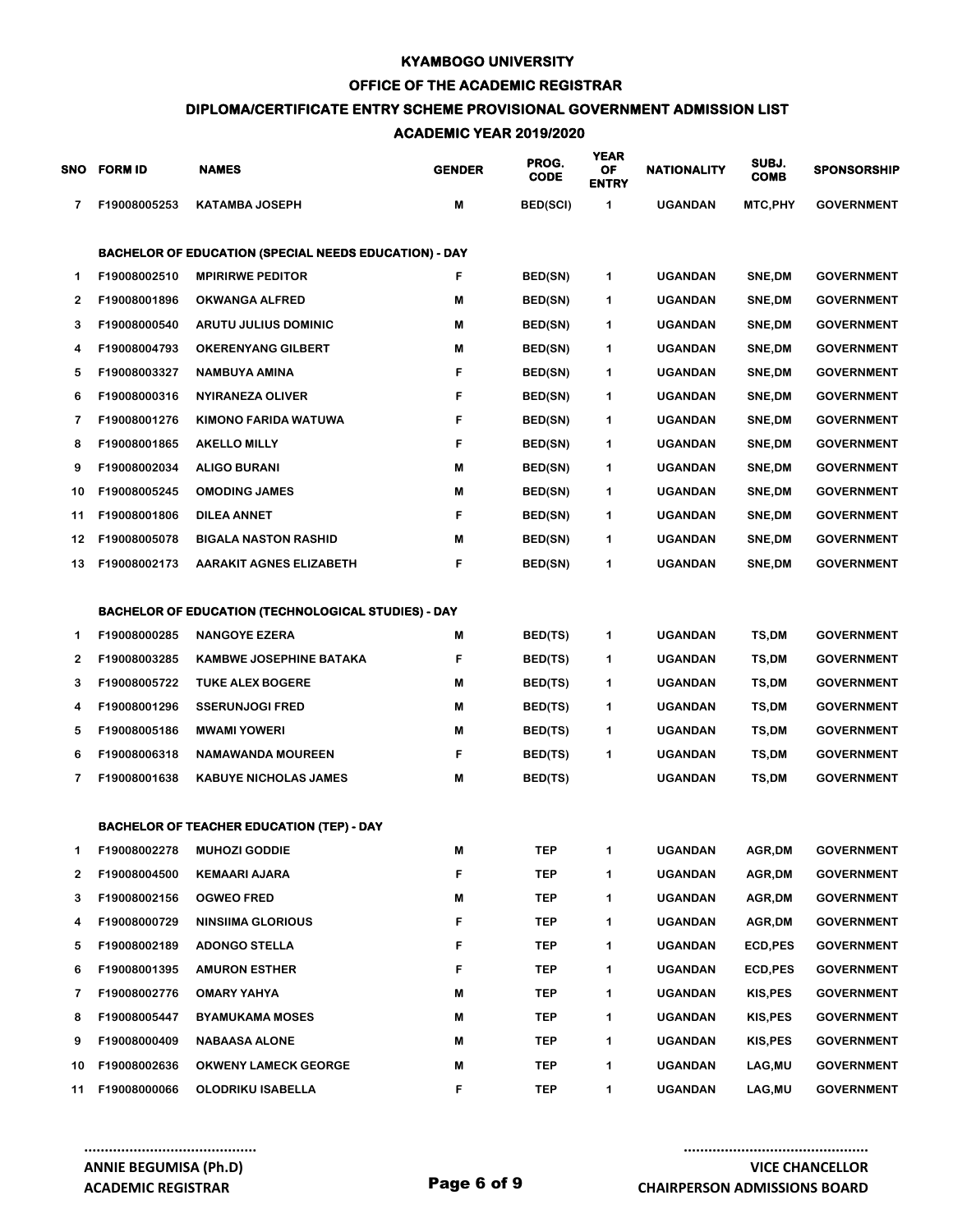# KYAMBOGO UNIVERSITY

## OFFICE OF THE ACADEMIC REGISTRAR

### DIPLOMA/CERTIFICATE ENTRY SCHEME PROVISIONAL GOVERNMENT ADMISSION LIST

### ACADEMIC YEAR 2019/2020

| SNO | FORM ID | NAMES | GENDER | PROG. CODE | YEAR OF ENTRY | NATIONALITY | SUBJ. COMB | SPONSORSHIP |
|---|---|---|---|---|---|---|---|---|
| 7 | F19008005253 | KATAMBA JOSEPH | M | BED(SCI) | 1 | UGANDAN | MTC,PHY | GOVERNMENT |

**BACHELOR OF EDUCATION (SPECIAL NEEDS EDUCATION) - DAY**

| SNO | FORM ID | NAMES | GENDER | PROG. CODE | YEAR OF ENTRY | NATIONALITY | SUBJ. COMB | SPONSORSHIP |
|---|---|---|---|---|---|---|---|---|
| 1 | F19008002510 | MPIRIRWE PEDITOR | F | BED(SN) | 1 | UGANDAN | SNE,DM | GOVERNMENT |
| 2 | F19008001896 | OKWANGA ALFRED | M | BED(SN) | 1 | UGANDAN | SNE,DM | GOVERNMENT |
| 3 | F19008000540 | ARUTU JULIUS DOMINIC | M | BED(SN) | 1 | UGANDAN | SNE,DM | GOVERNMENT |
| 4 | F19008004793 | OKERENYANG GILBERT | M | BED(SN) | 1 | UGANDAN | SNE,DM | GOVERNMENT |
| 5 | F19008003327 | NAMBUYA AMINA | F | BED(SN) | 1 | UGANDAN | SNE,DM | GOVERNMENT |
| 6 | F19008000316 | NYIRANEZA OLIVER | F | BED(SN) | 1 | UGANDAN | SNE,DM | GOVERNMENT |
| 7 | F19008001276 | KIMONO FARIDA WATUWA | F | BED(SN) | 1 | UGANDAN | SNE,DM | GOVERNMENT |
| 8 | F19008001865 | AKELLO MILLY | F | BED(SN) | 1 | UGANDAN | SNE,DM | GOVERNMENT |
| 9 | F19008002034 | ALIGO BURANI | M | BED(SN) | 1 | UGANDAN | SNE,DM | GOVERNMENT |
| 10 | F19008005245 | OMODING JAMES | M | BED(SN) | 1 | UGANDAN | SNE,DM | GOVERNMENT |
| 11 | F19008001806 | DILEA ANNET | F | BED(SN) | 1 | UGANDAN | SNE,DM | GOVERNMENT |
| 12 | F19008005078 | BIGALA NASTON RASHID | M | BED(SN) | 1 | UGANDAN | SNE,DM | GOVERNMENT |
| 13 | F19008002173 | AARAKIT AGNES ELIZABETH | F | BED(SN) | 1 | UGANDAN | SNE,DM | GOVERNMENT |

**BACHELOR OF EDUCATION (TECHNOLOGICAL STUDIES) - DAY**

| SNO | FORM ID | NAMES | GENDER | PROG. CODE | YEAR OF ENTRY | NATIONALITY | SUBJ. COMB | SPONSORSHIP |
|---|---|---|---|---|---|---|---|---|
| 1 | F19008000285 | NANGOYE EZERA | M | BED(TS) | 1 | UGANDAN | TS,DM | GOVERNMENT |
| 2 | F19008003285 | KAMBWE JOSEPHINE BATAKA | F | BED(TS) | 1 | UGANDAN | TS,DM | GOVERNMENT |
| 3 | F19008005722 | TUKE ALEX BOGERE | M | BED(TS) | 1 | UGANDAN | TS,DM | GOVERNMENT |
| 4 | F19008001296 | SSERUNJOGI FRED | M | BED(TS) | 1 | UGANDAN | TS,DM | GOVERNMENT |
| 5 | F19008005186 | MWAMI YOWERI | M | BED(TS) | 1 | UGANDAN | TS,DM | GOVERNMENT |
| 6 | F19008006318 | NAMAWANDA MOUREEN | F | BED(TS) | 1 | UGANDAN | TS,DM | GOVERNMENT |
| 7 | F19008001638 | KABUYE NICHOLAS JAMES | M | BED(TS) | | UGANDAN | TS,DM | GOVERNMENT |

**BACHELOR OF TEACHER EDUCATION (TEP) - DAY**

| SNO | FORM ID | NAMES | GENDER | PROG. CODE | YEAR OF ENTRY | NATIONALITY | SUBJ. COMB | SPONSORSHIP |
|---|---|---|---|---|---|---|---|---|
| 1 | F19008002278 | MUHOZI GODDIE | M | TEP | 1 | UGANDAN | AGR,DM | GOVERNMENT |
| 2 | F19008004500 | KEMAARI AJARA | F | TEP | 1 | UGANDAN | AGR,DM | GOVERNMENT |
| 3 | F19008002156 | OGWEO FRED | M | TEP | 1 | UGANDAN | AGR,DM | GOVERNMENT |
| 4 | F19008000729 | NINSIIMA GLORIOUS | F | TEP | 1 | UGANDAN | AGR,DM | GOVERNMENT |
| 5 | F19008002189 | ADONGO STELLA | F | TEP | 1 | UGANDAN | ECD,PES | GOVERNMENT |
| 6 | F19008001395 | AMURON ESTHER | F | TEP | 1 | UGANDAN | ECD,PES | GOVERNMENT |
| 7 | F19008002776 | OMARY YAHYA | M | TEP | 1 | UGANDAN | KIS,PES | GOVERNMENT |
| 8 | F19008005447 | BYAMUKAMA MOSES | M | TEP | 1 | UGANDAN | KIS,PES | GOVERNMENT |
| 9 | F19008000409 | NABAASA ALONE | M | TEP | 1 | UGANDAN | KIS,PES | GOVERNMENT |
| 10 | F19008002636 | OKWENY LAMECK GEORGE | M | TEP | 1 | UGANDAN | LAG,MU | GOVERNMENT |
| 11 | F19008000066 | OLODRIKU ISABELLA | F | TEP | 1 | UGANDAN | LAG,MU | GOVERNMENT |

.........................................
ANNIE BEGUMISA (Ph.D)
ACADEMIC REGISTRAR

.............................................
VICE CHANCELLOR
CHAIRPERSON ADMISSIONS BOARD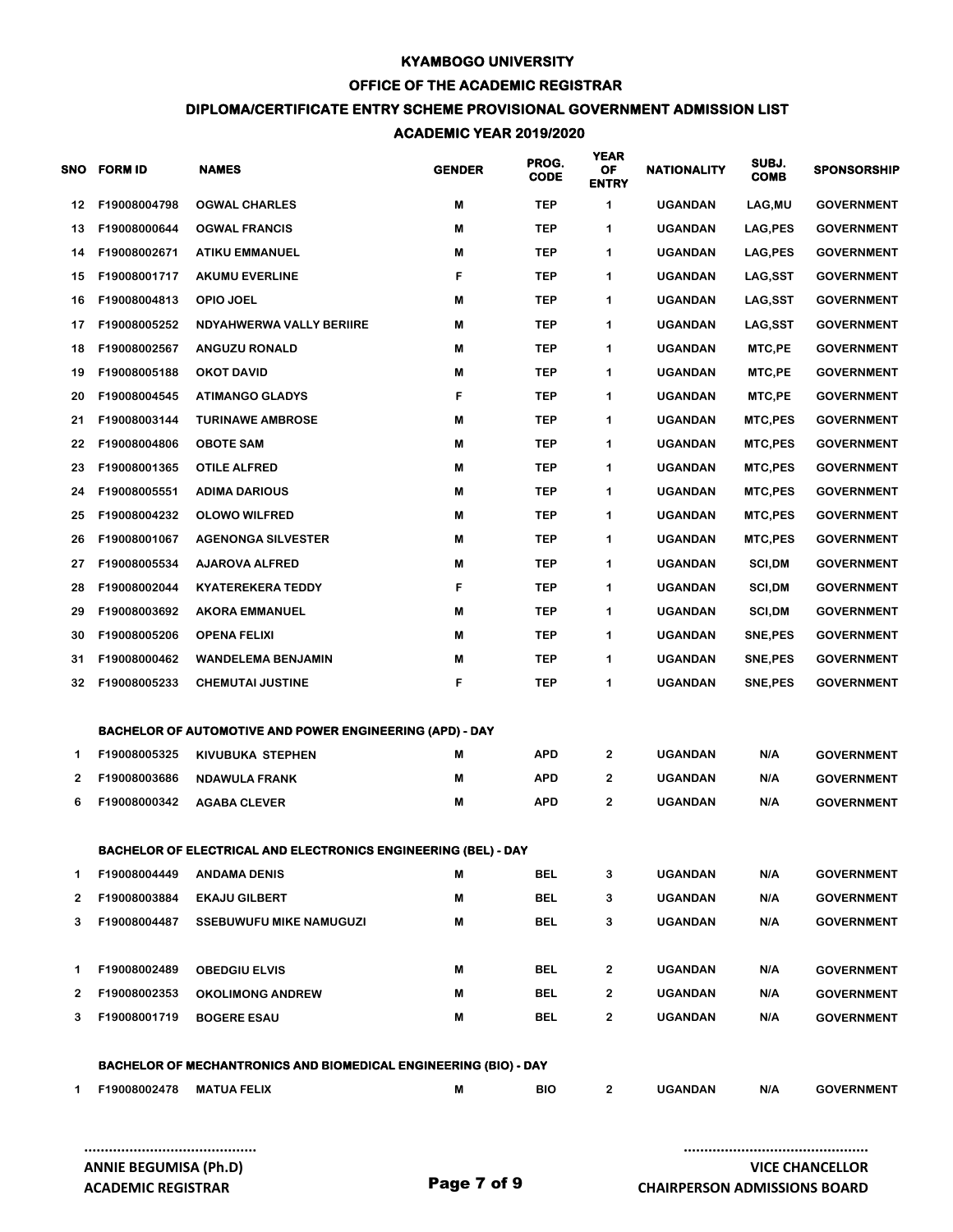# KYAMBOGO UNIVERSITY

## OFFICE OF THE ACADEMIC REGISTRAR

### DIPLOMA/CERTIFICATE ENTRY SCHEME PROVISIONAL GOVERNMENT ADMISSION LIST

### ACADEMIC YEAR 2019/2020

| SNO | FORM ID | NAMES | GENDER | PROG. CODE | YEAR OF ENTRY | NATIONALITY | SUBJ. COMB | SPONSORSHIP |
|---|---|---|---|---|---|---|---|---|
| 12 | F19008004798 | OGWAL CHARLES | M | TEP | 1 | UGANDAN | LAG,MU | GOVERNMENT |
| 13 | F19008000644 | OGWAL FRANCIS | M | TEP | 1 | UGANDAN | LAG,PES | GOVERNMENT |
| 14 | F19008002671 | ATIKU EMMANUEL | M | TEP | 1 | UGANDAN | LAG,PES | GOVERNMENT |
| 15 | F19008001717 | AKUMU EVERLINE | F | TEP | 1 | UGANDAN | LAG,SST | GOVERNMENT |
| 16 | F19008004813 | OPIO JOEL | M | TEP | 1 | UGANDAN | LAG,SST | GOVERNMENT |
| 17 | F19008005252 | NDYAHWERWA VALLY BERIIRE | M | TEP | 1 | UGANDAN | LAG,SST | GOVERNMENT |
| 18 | F19008002567 | ANGUZU RONALD | M | TEP | 1 | UGANDAN | MTC,PE | GOVERNMENT |
| 19 | F19008005188 | OKOT DAVID | M | TEP | 1 | UGANDAN | MTC,PE | GOVERNMENT |
| 20 | F19008004545 | ATIMANGO GLADYS | F | TEP | 1 | UGANDAN | MTC,PE | GOVERNMENT |
| 21 | F19008003144 | TURINAWE AMBROSE | M | TEP | 1 | UGANDAN | MTC,PES | GOVERNMENT |
| 22 | F19008004806 | OBOTE SAM | M | TEP | 1 | UGANDAN | MTC,PES | GOVERNMENT |
| 23 | F19008001365 | OTILE ALFRED | M | TEP | 1 | UGANDAN | MTC,PES | GOVERNMENT |
| 24 | F19008005551 | ADIMA DARIOUS | M | TEP | 1 | UGANDAN | MTC,PES | GOVERNMENT |
| 25 | F19008004232 | OLOWO WILFRED | M | TEP | 1 | UGANDAN | MTC,PES | GOVERNMENT |
| 26 | F19008001067 | AGENONGA SILVESTER | M | TEP | 1 | UGANDAN | MTC,PES | GOVERNMENT |
| 27 | F19008005534 | AJAROVA ALFRED | M | TEP | 1 | UGANDAN | SCI,DM | GOVERNMENT |
| 28 | F19008002044 | KYATEREKERA TEDDY | F | TEP | 1 | UGANDAN | SCI,DM | GOVERNMENT |
| 29 | F19008003692 | AKORA EMMANUEL | M | TEP | 1 | UGANDAN | SCI,DM | GOVERNMENT |
| 30 | F19008005206 | OPENA FELIXI | M | TEP | 1 | UGANDAN | SNE,PES | GOVERNMENT |
| 31 | F19008000462 | WANDELEMA BENJAMIN | M | TEP | 1 | UGANDAN | SNE,PES | GOVERNMENT |
| 32 | F19008005233 | CHEMUTAI JUSTINE | F | TEP | 1 | UGANDAN | SNE,PES | GOVERNMENT |

**BACHELOR OF AUTOMOTIVE AND POWER ENGINEERING (APD) - DAY**

| SNO | FORM ID | NAMES | GENDER | PROG. CODE | YEAR OF ENTRY | NATIONALITY | SUBJ. COMB | SPONSORSHIP |
|---|---|---|---|---|---|---|---|---|
| 1 | F19008005325 | KIVUBUKA STEPHEN | M | APD | 2 | UGANDAN | N/A | GOVERNMENT |
| 2 | F19008003686 | NDAWULA FRANK | M | APD | 2 | UGANDAN | N/A | GOVERNMENT |
| 6 | F19008000342 | AGABA CLEVER | M | APD | 2 | UGANDAN | N/A | GOVERNMENT |

**BACHELOR OF ELECTRICAL AND ELECTRONICS ENGINEERING (BEL) - DAY**

| SNO | FORM ID | NAMES | GENDER | PROG. CODE | YEAR OF ENTRY | NATIONALITY | SUBJ. COMB | SPONSORSHIP |
|---|---|---|---|---|---|---|---|---|
| 1 | F19008004449 | ANDAMA DENIS | M | BEL | 3 | UGANDAN | N/A | GOVERNMENT |
| 2 | F19008003884 | EKAJU GILBERT | M | BEL | 3 | UGANDAN | N/A | GOVERNMENT |
| 3 | F19008004487 | SSEBUWUFU MIKE NAMUGUZI | M | BEL | 3 | UGANDAN | N/A | GOVERNMENT |
| 1 | F19008002489 | OBEDGIU ELVIS | M | BEL | 2 | UGANDAN | N/A | GOVERNMENT |
| 2 | F19008002353 | OKOLIMONG ANDREW | M | BEL | 2 | UGANDAN | N/A | GOVERNMENT |
| 3 | F19008001719 | BOGERE ESAU | M | BEL | 2 | UGANDAN | N/A | GOVERNMENT |

**BACHELOR OF MECHANTRONICS AND BIOMEDICAL ENGINEERING (BIO) - DAY**

| SNO | FORM ID | NAMES | GENDER | PROG. CODE | YEAR OF ENTRY | NATIONALITY | SUBJ. COMB | SPONSORSHIP |
|---|---|---|---|---|---|---|---|---|
| 1 | F19008002478 | MATUA FELIX | M | BIO | 2 | UGANDAN | N/A | GOVERNMENT |

..........................................
ANNIE BEGUMISA (Ph.D)
ACADEMIC REGISTRAR

..............................................
VICE CHANCELLOR
CHAIRPERSON ADMISSIONS BOARD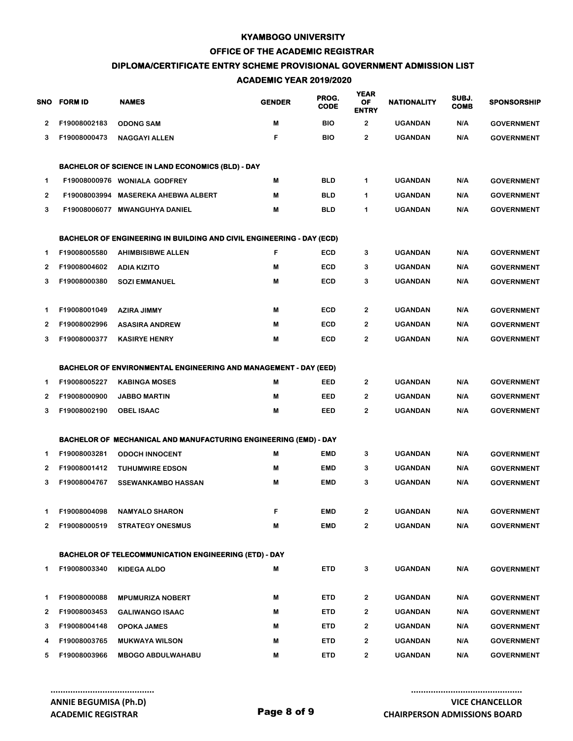# KYAMBOGO UNIVERSITY

## OFFICE OF THE ACADEMIC REGISTRAR

## DIPLOMA/CERTIFICATE ENTRY SCHEME PROVISIONAL GOVERNMENT ADMISSION LIST

## ACADEMIC YEAR 2019/2020

| SNO | FORM ID | NAMES | GENDER | PROG. CODE | YEAR OF ENTRY | NATIONALITY | SUBJ. COMB | SPONSORSHIP |
|---|---|---|---|---|---|---|---|---|
| 2 | F19008002183 | ODONG SAM | M | BIO | 2 | UGANDAN | N/A | GOVERNMENT |
| 3 | F19008000473 | NAGGAYI ALLEN | F | BIO | 2 | UGANDAN | N/A | GOVERNMENT |
| | | **BACHELOR OF SCIENCE IN LAND ECONOMICS (BLD) - DAY** | | | | | | |
| 1 | F19008000976 | WONIALA GODFREY | M | BLD | 1 | UGANDAN | N/A | GOVERNMENT |
| 2 | F19008003994 | MASEREKA AHEBWA ALBERT | M | BLD | 1 | UGANDAN | N/A | GOVERNMENT |
| 3 | F19008006077 | MWANGUHYA DANIEL | M | BLD | 1 | UGANDAN | N/A | GOVERNMENT |
| | | **BACHELOR OF ENGINEERING IN BUILDING AND CIVIL ENGINEERING - DAY (ECD)** | | | | | | |
| 1 | F19008005580 | AHIMBISIBWE ALLEN | F | ECD | 3 | UGANDAN | N/A | GOVERNMENT |
| 2 | F19008004602 | ADIA KIZITO | M | ECD | 3 | UGANDAN | N/A | GOVERNMENT |
| 3 | F19008000380 | SOZI EMMANUEL | M | ECD | 3 | UGANDAN | N/A | GOVERNMENT |
| 1 | F19008001049 | AZIRA JIMMY | M | ECD | 2 | UGANDAN | N/A | GOVERNMENT |
| 2 | F19008002996 | ASASIRA ANDREW | M | ECD | 2 | UGANDAN | N/A | GOVERNMENT |
| 3 | F19008000377 | KASIRYE HENRY | M | ECD | 2 | UGANDAN | N/A | GOVERNMENT |
| | | **BACHELOR OF ENVIRONMENTAL ENGINEERING AND MANAGEMENT - DAY (EED)** | | | | | | |
| 1 | F19008005227 | KABINGA MOSES | M | EED | 2 | UGANDAN | N/A | GOVERNMENT |
| 2 | F19008000900 | JABBO MARTIN | M | EED | 2 | UGANDAN | N/A | GOVERNMENT |
| 3 | F19008002190 | OBEL ISAAC | M | EED | 2 | UGANDAN | N/A | GOVERNMENT |
| | | **BACHELOR OF MECHANICAL AND MANUFACTURING ENGINEERING (EMD) - DAY** | | | | | | |
| 1 | F19008003281 | ODOCH INNOCENT | M | EMD | 3 | UGANDAN | N/A | GOVERNMENT |
| 2 | F19008001412 | TUHUMWIRE EDSON | M | EMD | 3 | UGANDAN | N/A | GOVERNMENT |
| 3 | F19008004767 | SSEWANKAMBO HASSAN | M | EMD | 3 | UGANDAN | N/A | GOVERNMENT |
| 1 | F19008004098 | NAMYALO SHARON | F | EMD | 2 | UGANDAN | N/A | GOVERNMENT |
| 2 | F19008000519 | STRATEGY ONESMUS | M | EMD | 2 | UGANDAN | N/A | GOVERNMENT |
| | | **BACHELOR OF TELECOMMUNICATION ENGINEERING (ETD) - DAY** | | | | | | |
| 1 | F19008003340 | KIDEGA ALDO | M | ETD | 3 | UGANDAN | N/A | GOVERNMENT |
| 1 | F19008000088 | MPUMURIZA NOBERT | M | ETD | 2 | UGANDAN | N/A | GOVERNMENT |
| 2 | F19008003453 | GALIWANGO ISAAC | M | ETD | 2 | UGANDAN | N/A | GOVERNMENT |
| 3 | F19008004148 | OPOKA JAMES | M | ETD | 2 | UGANDAN | N/A | GOVERNMENT |
| 4 | F19008003765 | MUKWAYA WILSON | M | ETD | 2 | UGANDAN | N/A | GOVERNMENT |
| 5 | F19008003966 | MBOGO ABDULWAHABU | M | ETD | 2 | UGANDAN | N/A | GOVERNMENT |

..........................................
ANNIE BEGUMISA (Ph.D)
ACADEMIC REGISTRAR

..........................................
VICE CHANCELLOR
CHAIRPERSON ADMISSIONS BOARD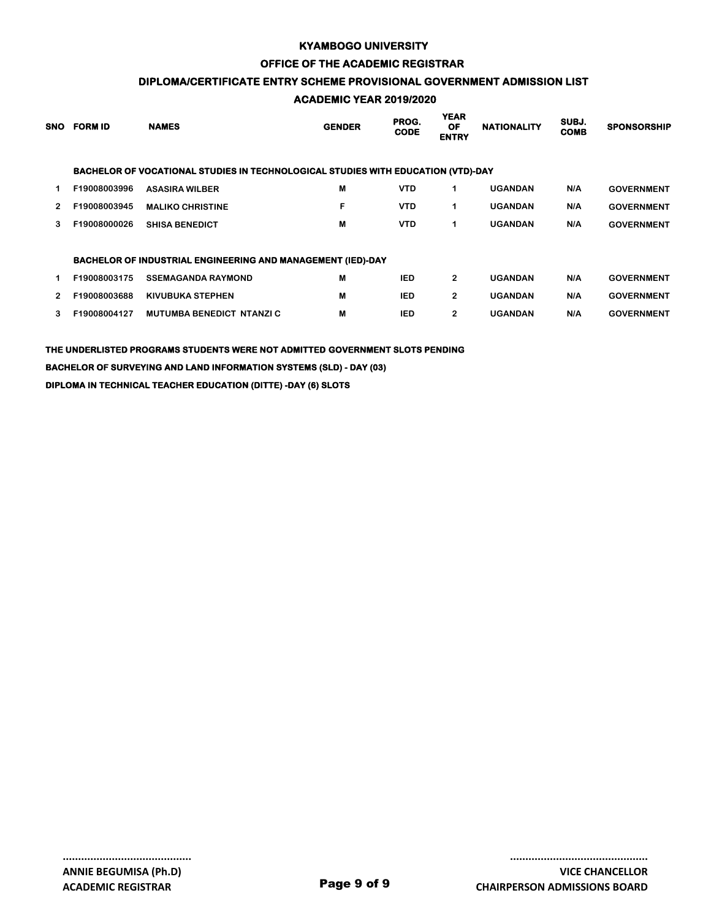**KYAMBOGO UNIVERSITY**

**OFFICE OF THE ACADEMIC REGISTRAR**

**DIPLOMA/CERTIFICATE ENTRY SCHEME PROVISIONAL GOVERNMENT ADMISSION LIST**

**ACADEMIC YEAR 2019/2020**

| SNO | FORM ID | NAMES | GENDER | PROG. CODE | YEAR OF ENTRY | NATIONALITY | SUBJ. COMB | SPONSORSHIP |
|---|---|---|---|---|---|---|---|---|
| | **BACHELOR OF VOCATIONAL STUDIES IN TECHNOLOGICAL STUDIES WITH EDUCATION (VTD)-DAY** | | | | | | | |
| 1 | F19008003996 | ASASIRA WILBER | M | VTD | 1 | UGANDAN | N/A | GOVERNMENT |
| 2 | F19008003945 | MALIKO CHRISTINE | F | VTD | 1 | UGANDAN | N/A | GOVERNMENT |
| 3 | F19008000026 | SHISA BENEDICT | M | VTD | 1 | UGANDAN | N/A | GOVERNMENT |
| | **BACHELOR OF INDUSTRIAL ENGINEERING AND MANAGEMENT (IED)-DAY** | | | | | | | |
| 1 | F19008003175 | SSEMAGANDA RAYMOND | M | IED | 2 | UGANDAN | N/A | GOVERNMENT |
| 2 | F19008003688 | KIVUBUKA STEPHEN | M | IED | 2 | UGANDAN | N/A | GOVERNMENT |
| 3 | F19008004127 | MUTUMBA BENEDICT NTANZI C | M | IED | 2 | UGANDAN | N/A | GOVERNMENT |

**THE UNDERLISTED PROGRAMS STUDENTS WERE NOT ADMITTED GOVERNMENT SLOTS PENDING**

**BACHELOR OF SURVEYING AND LAND INFORMATION SYSTEMS (SLD) - DAY (03)**

**DIPLOMA IN TECHNICAL TEACHER EDUCATION (DITTE) -DAY (6) SLOTS**

..........................................
**ANNIE BEGUMISA (Ph.D)**
**ACADEMIC REGISTRAR**

..........................................
**VICE CHANCELLOR**
**CHAIRPERSON ADMISSIONS BOARD**